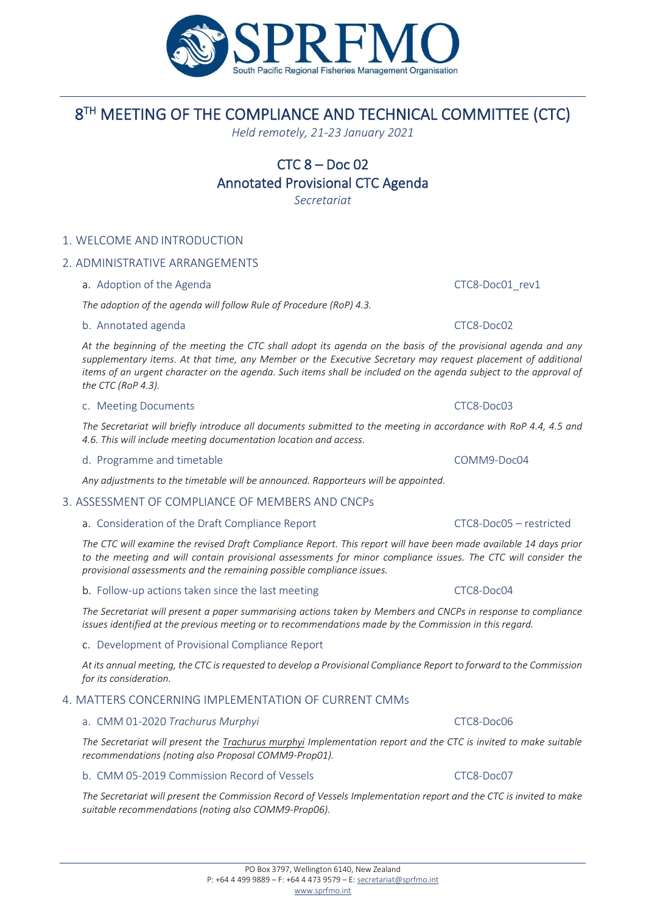SPRFMO

South Pacific Regional Fisheries Management Organisation

# 8TH MEETING OF THE COMPLIANCE AND TECHNICAL COMMITTEE (CTC)

*Held remotely, 21-23 January 2021*

## CTC 8 – Doc 02
## Annotated Provisional CTC Agenda

*Secretariat*

### 1. WELCOME AND INTRODUCTION

### 2. ADMINISTRATIVE ARRANGEMENTS

a. Adoption of the Agenda — CTC8-Doc01_rev1

*The adoption of the agenda will follow Rule of Procedure (RoP) 4.3.*

b. Annotated agenda — CTC8-Doc02

*At the beginning of the meeting the CTC shall adopt its agenda on the basis of the provisional agenda and any supplementary items. At that time, any Member or the Executive Secretary may request placement of additional items of an urgent character on the agenda. Such items shall be included on the agenda subject to the approval of the CTC (RoP 4.3).*

c. Meeting Documents — CTC8-Doc03

*The Secretariat will briefly introduce all documents submitted to the meeting in accordance with RoP 4.4, 4.5 and 4.6. This will include meeting documentation location and access.*

d. Programme and timetable — COMM9-Doc04

*Any adjustments to the timetable will be announced. Rapporteurs will be appointed.*

### 3. ASSESSMENT OF COMPLIANCE OF MEMBERS AND CNCPs

a. Consideration of the Draft Compliance Report — CTC8-Doc05 – restricted

*The CTC will examine the revised Draft Compliance Report. This report will have been made available 14 days prior to the meeting and will contain provisional assessments for minor compliance issues. The CTC will consider the provisional assessments and the remaining possible compliance issues.*

b. Follow-up actions taken since the last meeting — CTC8-Doc04

*The Secretariat will present a paper summarising actions taken by Members and CNCPs in response to compliance issues identified at the previous meeting or to recommendations made by the Commission in this regard.*

c. Development of Provisional Compliance Report

*At its annual meeting, the CTC is requested to develop a Provisional Compliance Report to forward to the Commission for its consideration.*

### 4. MATTERS CONCERNING IMPLEMENTATION OF CURRENT CMMs

a. CMM 01-2020 *Trachurus Murphyi* — CTC8-Doc06

*The Secretariat will present the Trachurus murphyi Implementation report and the CTC is invited to make suitable recommendations (noting also Proposal COMM9-Prop01).*

b. CMM 05-2019 Commission Record of Vessels — CTC8-Doc07

*The Secretariat will present the Commission Record of Vessels Implementation report and the CTC is invited to make suitable recommendations (noting also COMM9-Prop06).*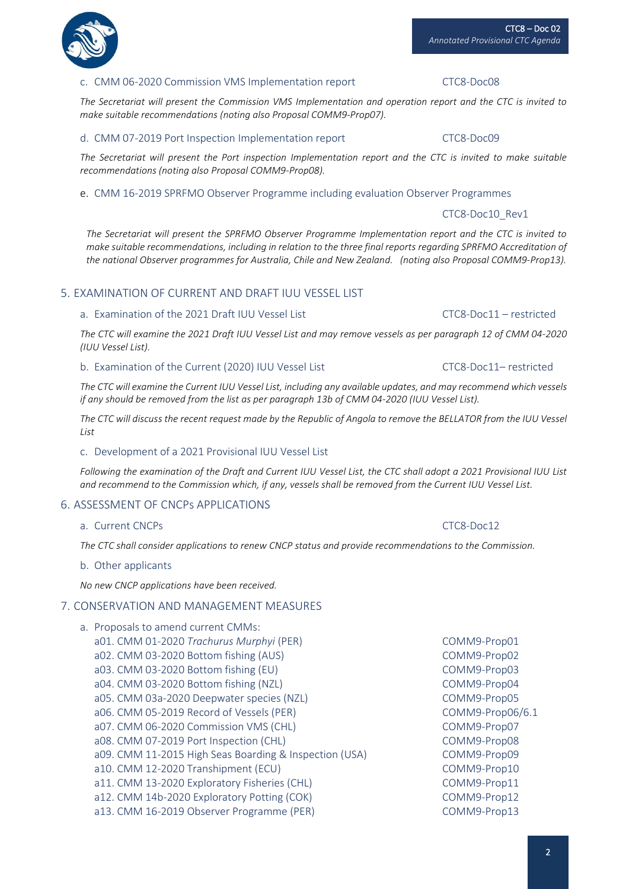c. CMM 06-2020 Commission VMS Implementation report CTC8-Doc08

*The Secretariat will present the Commission VMS Implementation and operation report and the CTC is invited to make suitable recommendations (noting also Proposal COMM9-Prop07).*

d. CMM 07-2019 Port Inspection Implementation report CTC8-Doc09

*The Secretariat will present the Port inspection Implementation report and the CTC is invited to make suitable recommendations (noting also Proposal COMM9-Prop08).*

e. CMM 16-2019 SPRFMO Observer Programme including evaluation Observer Programmes

CTC8-Doc10_Rev1

*The Secretariat will present the SPRFMO Observer Programme Implementation report and the CTC is invited to make suitable recommendations, including in relation to the three final reports regarding SPRFMO Accreditation of the national Observer programmes for Australia, Chile and New Zealand. (noting also Proposal COMM9-Prop13).*

## 5. EXAMINATION OF CURRENT AND DRAFT IUU VESSEL LIST

a. Examination of the 2021 Draft IUU Vessel List CTC8-Doc11 – restricted

*The CTC will examine the 2021 Draft IUU Vessel List and may remove vessels as per paragraph 12 of CMM 04-2020 (IUU Vessel List).*

b. Examination of the Current (2020) IUU Vessel List CTC8-Doc11– restricted

*The CTC will examine the Current IUU Vessel List, including any available updates, and may recommend which vessels if any should be removed from the list as per paragraph 13b of CMM 04-2020 (IUU Vessel List).*

*The CTC will discuss the recent request made by the Republic of Angola to remove the BELLATOR from the IUU Vessel List*

c. Development of a 2021 Provisional IUU Vessel List

*Following the examination of the Draft and Current IUU Vessel List, the CTC shall adopt a 2021 Provisional IUU List and recommend to the Commission which, if any, vessels shall be removed from the Current IUU Vessel List.*

## 6. ASSESSMENT OF CNCPs APPLICATIONS

a. Current CNCPs CTC8-Doc12

*The CTC shall consider applications to renew CNCP status and provide recommendations to the Commission.*

b. Other applicants

*No new CNCP applications have been received.*

## 7. CONSERVATION AND MANAGEMENT MEASURES

a. Proposals to amend current CMMs:

| | |
|---|---|
| a01. CMM 01-2020 *Trachurus Murphyi* (PER) | COMM9-Prop01 |
| a02. CMM 03-2020 Bottom fishing (AUS) | COMM9-Prop02 |
| a03. CMM 03-2020 Bottom fishing (EU) | COMM9-Prop03 |
| a04. CMM 03-2020 Bottom fishing (NZL) | COMM9-Prop04 |
| a05. CMM 03a-2020 Deepwater species (NZL) | COMM9-Prop05 |
| a06. CMM 05-2019 Record of Vessels (PER) | COMM9-Prop06/6.1 |
| a07. CMM 06-2020 Commission VMS (CHL) | COMM9-Prop07 |
| a08. CMM 07-2019 Port Inspection (CHL) | COMM9-Prop08 |
| a09. CMM 11-2015 High Seas Boarding & Inspection (USA) | COMM9-Prop09 |
| a10. CMM 12-2020 Transhipment (ECU) | COMM9-Prop10 |
| a11. CMM 13-2020 Exploratory Fisheries (CHL) | COMM9-Prop11 |
| a12. CMM 14b-2020 Exploratory Potting (COK) | COMM9-Prop12 |
| a13. CMM 16-2019 Observer Programme (PER) | COMM9-Prop13 |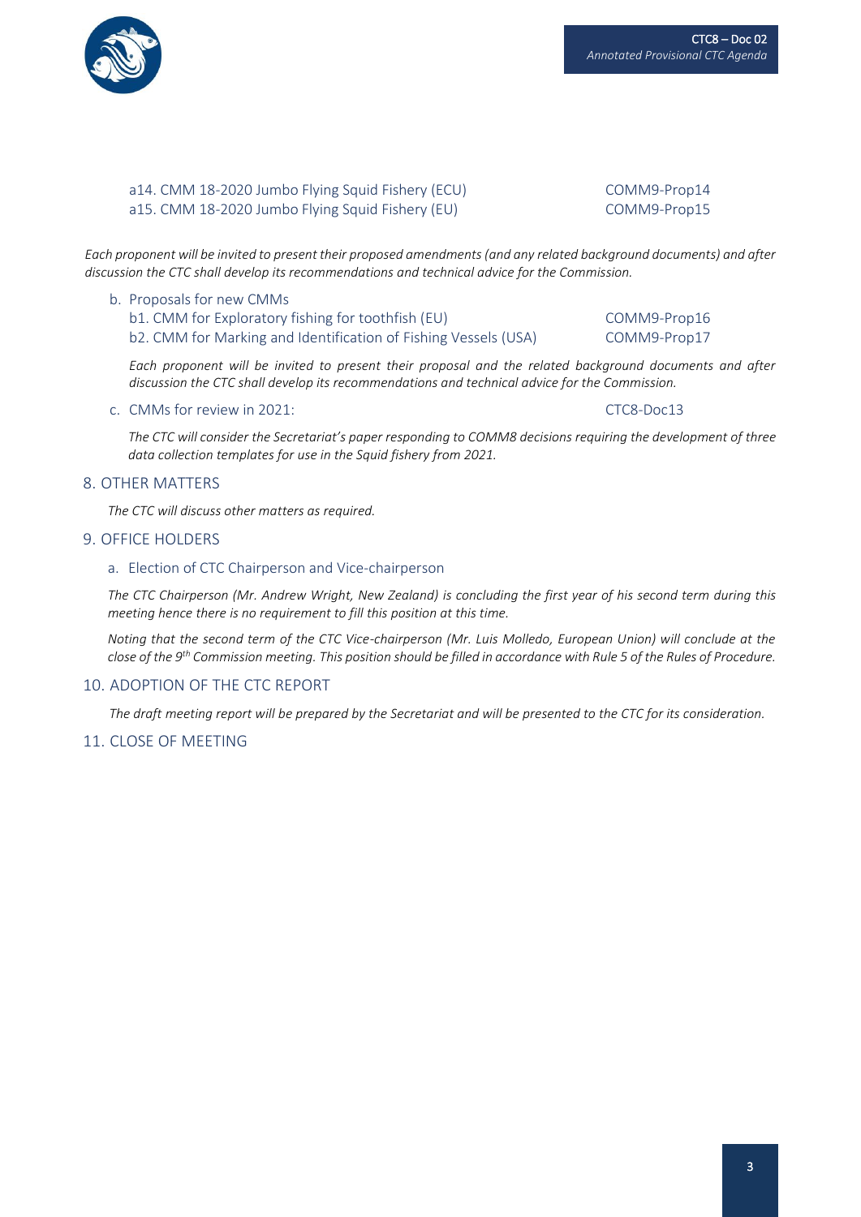a14. CMM 18-2020 Jumbo Flying Squid Fishery (ECU) COMM9-Prop14
a15. CMM 18-2020 Jumbo Flying Squid Fishery (EU) COMM9-Prop15

*Each proponent will be invited to present their proposed amendments (and any related background documents) and after discussion the CTC shall develop its recommendations and technical advice for the Commission.*

b. Proposals for new CMMs
b1. CMM for Exploratory fishing for toothfish (EU) COMM9-Prop16
b2. CMM for Marking and Identification of Fishing Vessels (USA) COMM9-Prop17

*Each proponent will be invited to present their proposal and the related background documents and after discussion the CTC shall develop its recommendations and technical advice for the Commission.*

c. CMMs for review in 2021: CTC8-Doc13

*The CTC will consider the Secretariat's paper responding to COMM8 decisions requiring the development of three data collection templates for use in the Squid fishery from 2021.*

## 8. OTHER MATTERS

*The CTC will discuss other matters as required.*

## 9. OFFICE HOLDERS

a. Election of CTC Chairperson and Vice-chairperson

*The CTC Chairperson (Mr. Andrew Wright, New Zealand) is concluding the first year of his second term during this meeting hence there is no requirement to fill this position at this time.*

*Noting that the second term of the CTC Vice-chairperson (Mr. Luis Molledo, European Union) will conclude at the close of the 9th Commission meeting. This position should be filled in accordance with Rule 5 of the Rules of Procedure.*

## 10. ADOPTION OF THE CTC REPORT

*The draft meeting report will be prepared by the Secretariat and will be presented to the CTC for its consideration.*

## 11. CLOSE OF MEETING